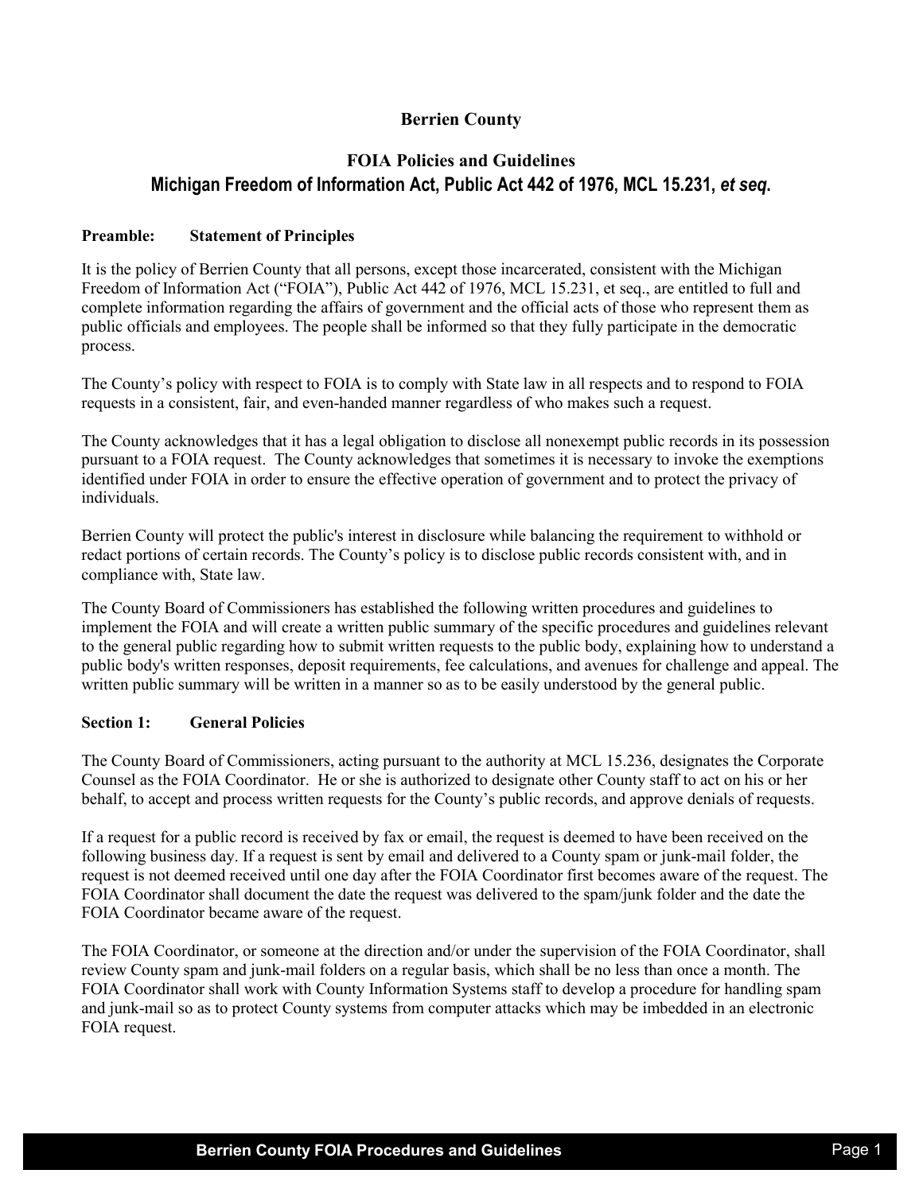# Berrien County

## FOIA Policies and Guidelines
## Michigan Freedom of Information Act, Public Act 442 of 1976, MCL 15.231, *et seq*.

### Preamble: Statement of Principles

It is the policy of Berrien County that all persons, except those incarcerated, consistent with the Michigan Freedom of Information Act ("FOIA"), Public Act 442 of 1976, MCL 15.231, et seq., are entitled to full and complete information regarding the affairs of government and the official acts of those who represent them as public officials and employees. The people shall be informed so that they fully participate in the democratic process.

The County's policy with respect to FOIA is to comply with State law in all respects and to respond to FOIA requests in a consistent, fair, and even-handed manner regardless of who makes such a request.

The County acknowledges that it has a legal obligation to disclose all nonexempt public records in its possession pursuant to a FOIA request. The County acknowledges that sometimes it is necessary to invoke the exemptions identified under FOIA in order to ensure the effective operation of government and to protect the privacy of individuals.

Berrien County will protect the public's interest in disclosure while balancing the requirement to withhold or redact portions of certain records. The County's policy is to disclose public records consistent with, and in compliance with, State law.

The County Board of Commissioners has established the following written procedures and guidelines to implement the FOIA and will create a written public summary of the specific procedures and guidelines relevant to the general public regarding how to submit written requests to the public body, explaining how to understand a public body's written responses, deposit requirements, fee calculations, and avenues for challenge and appeal. The written public summary will be written in a manner so as to be easily understood by the general public.

### Section 1: General Policies

The County Board of Commissioners, acting pursuant to the authority at MCL 15.236, designates the Corporate Counsel as the FOIA Coordinator. He or she is authorized to designate other County staff to act on his or her behalf, to accept and process written requests for the County's public records, and approve denials of requests.

If a request for a public record is received by fax or email, the request is deemed to have been received on the following business day. If a request is sent by email and delivered to a County spam or junk-mail folder, the request is not deemed received until one day after the FOIA Coordinator first becomes aware of the request. The FOIA Coordinator shall document the date the request was delivered to the spam/junk folder and the date the FOIA Coordinator became aware of the request.

The FOIA Coordinator, or someone at the direction and/or under the supervision of the FOIA Coordinator, shall review County spam and junk-mail folders on a regular basis, which shall be no less than once a month. The FOIA Coordinator shall work with County Information Systems staff to develop a procedure for handling spam and junk-mail so as to protect County systems from computer attacks which may be imbedded in an electronic FOIA request.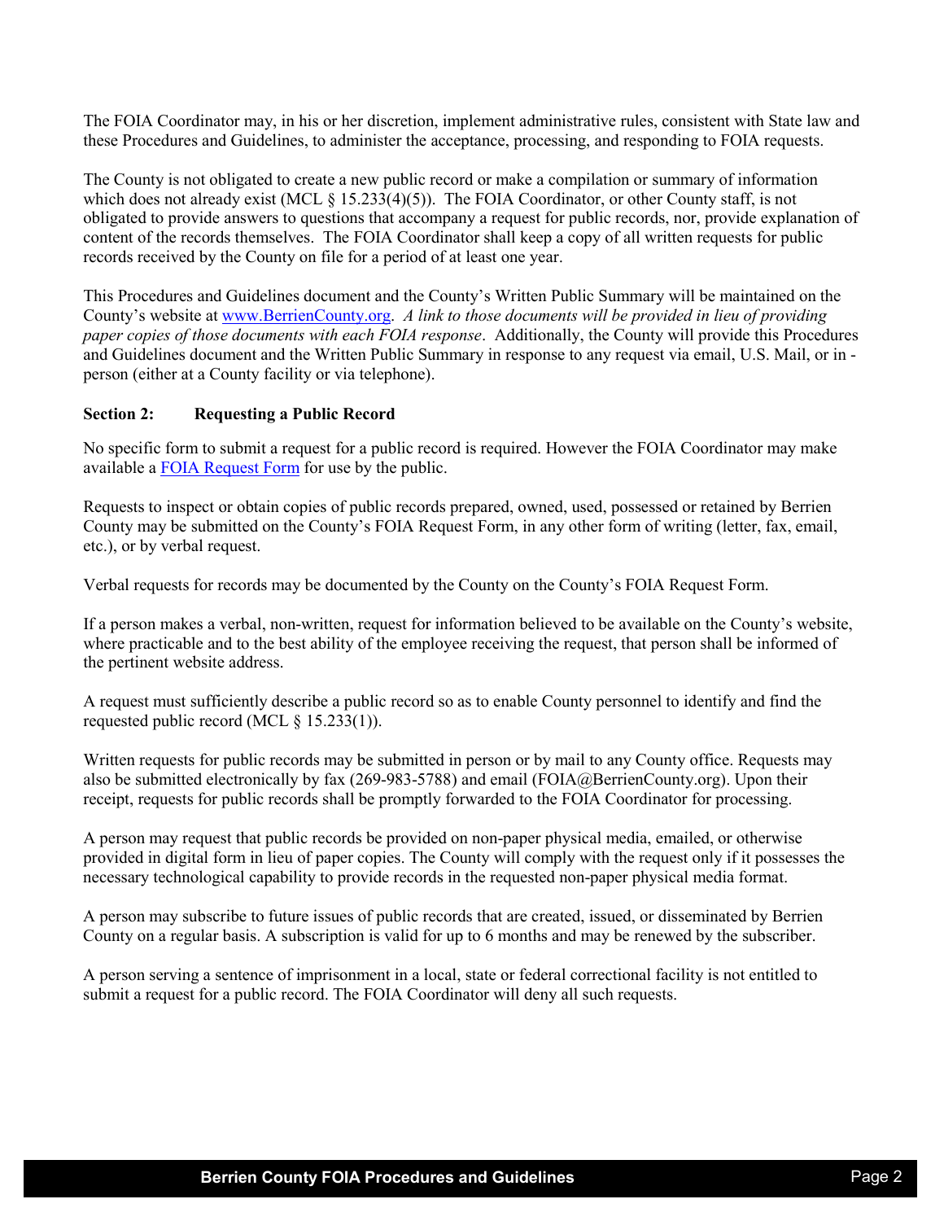The FOIA Coordinator may, in his or her discretion, implement administrative rules, consistent with State law and these Procedures and Guidelines, to administer the acceptance, processing, and responding to FOIA requests.

The County is not obligated to create a new public record or make a compilation or summary of information which does not already exist (MCL § 15.233(4)(5)). The FOIA Coordinator, or other County staff, is not obligated to provide answers to questions that accompany a request for public records, nor, provide explanation of content of the records themselves. The FOIA Coordinator shall keep a copy of all written requests for public records received by the County on file for a period of at least one year.

This Procedures and Guidelines document and the County's Written Public Summary will be maintained on the County's website at [www.BerrienCounty.org](www.BerrienCounty.org). *A link to those documents will be provided in lieu of providing paper copies of those documents with each FOIA response*. Additionally, the County will provide this Procedures and Guidelines document and the Written Public Summary in response to any request via email, U.S. Mail, or in - person (either at a County facility or via telephone).

**Section 2: Requesting a Public Record**

No specific form to submit a request for a public record is required. However the FOIA Coordinator may make available a FOIA Request Form for use by the public.

Requests to inspect or obtain copies of public records prepared, owned, used, possessed or retained by Berrien County may be submitted on the County's FOIA Request Form, in any other form of writing (letter, fax, email, etc.), or by verbal request.

Verbal requests for records may be documented by the County on the County's FOIA Request Form.

If a person makes a verbal, non-written, request for information believed to be available on the County's website, where practicable and to the best ability of the employee receiving the request, that person shall be informed of the pertinent website address.

A request must sufficiently describe a public record so as to enable County personnel to identify and find the requested public record (MCL § 15.233(1)).

Written requests for public records may be submitted in person or by mail to any County office. Requests may also be submitted electronically by fax (269-983-5788) and email (FOIA@BerrienCounty.org). Upon their receipt, requests for public records shall be promptly forwarded to the FOIA Coordinator for processing.

A person may request that public records be provided on non-paper physical media, emailed, or otherwise provided in digital form in lieu of paper copies. The County will comply with the request only if it possesses the necessary technological capability to provide records in the requested non-paper physical media format.

A person may subscribe to future issues of public records that are created, issued, or disseminated by Berrien County on a regular basis. A subscription is valid for up to 6 months and may be renewed by the subscriber.

A person serving a sentence of imprisonment in a local, state or federal correctional facility is not entitled to submit a request for a public record. The FOIA Coordinator will deny all such requests.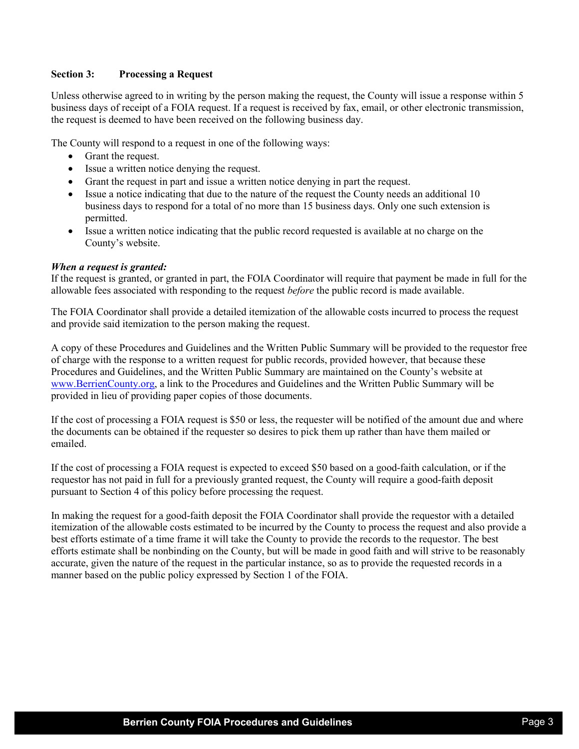## Section 3: Processing a Request

Unless otherwise agreed to in writing by the person making the request, the County will issue a response within 5 business days of receipt of a FOIA request. If a request is received by fax, email, or other electronic transmission, the request is deemed to have been received on the following business day.

The County will respond to a request in one of the following ways:

- Grant the request.
- Issue a written notice denying the request.
- Grant the request in part and issue a written notice denying in part the request.
- Issue a notice indicating that due to the nature of the request the County needs an additional 10 business days to respond for a total of no more than 15 business days. Only one such extension is permitted.
- Issue a written notice indicating that the public record requested is available at no charge on the County's website.

***When a request is granted:***
If the request is granted, or granted in part, the FOIA Coordinator will require that payment be made in full for the allowable fees associated with responding to the request *before* the public record is made available.

The FOIA Coordinator shall provide a detailed itemization of the allowable costs incurred to process the request and provide said itemization to the person making the request.

A copy of these Procedures and Guidelines and the Written Public Summary will be provided to the requestor free of charge with the response to a written request for public records, provided however, that because these Procedures and Guidelines, and the Written Public Summary are maintained on the County's website at [www.BerrienCounty.org](http://www.BerrienCounty.org), a link to the Procedures and Guidelines and the Written Public Summary will be provided in lieu of providing paper copies of those documents.

If the cost of processing a FOIA request is $50 or less, the requester will be notified of the amount due and where the documents can be obtained if the requester so desires to pick them up rather than have them mailed or emailed.

If the cost of processing a FOIA request is expected to exceed $50 based on a good-faith calculation, or if the requestor has not paid in full for a previously granted request, the County will require a good-faith deposit pursuant to Section 4 of this policy before processing the request.

In making the request for a good-faith deposit the FOIA Coordinator shall provide the requestor with a detailed itemization of the allowable costs estimated to be incurred by the County to process the request and also provide a best efforts estimate of a time frame it will take the County to provide the records to the requestor. The best efforts estimate shall be nonbinding on the County, but will be made in good faith and will strive to be reasonably accurate, given the nature of the request in the particular instance, so as to provide the requested records in a manner based on the public policy expressed by Section 1 of the FOIA.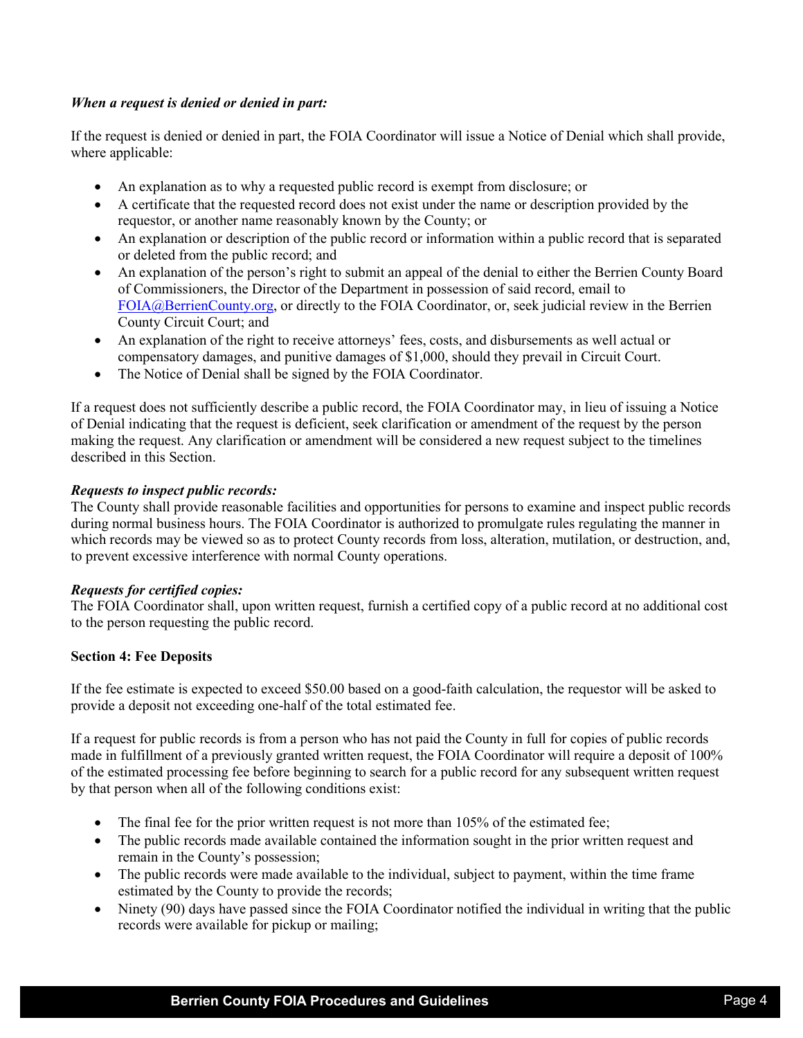***When a request is denied or denied in part:***

If the request is denied or denied in part, the FOIA Coordinator will issue a Notice of Denial which shall provide, where applicable:

- An explanation as to why a requested public record is exempt from disclosure; or
- A certificate that the requested record does not exist under the name or description provided by the requestor, or another name reasonably known by the County; or
- An explanation or description of the public record or information within a public record that is separated or deleted from the public record; and
- An explanation of the person's right to submit an appeal of the denial to either the Berrien County Board of Commissioners, the Director of the Department in possession of said record, email to FOIA@BerrienCounty.org, or directly to the FOIA Coordinator, or, seek judicial review in the Berrien County Circuit Court; and
- An explanation of the right to receive attorneys' fees, costs, and disbursements as well actual or compensatory damages, and punitive damages of $1,000, should they prevail in Circuit Court.
- The Notice of Denial shall be signed by the FOIA Coordinator.

If a request does not sufficiently describe a public record, the FOIA Coordinator may, in lieu of issuing a Notice of Denial indicating that the request is deficient, seek clarification or amendment of the request by the person making the request. Any clarification or amendment will be considered a new request subject to the timelines described in this Section.

***Requests to inspect public records:***
The County shall provide reasonable facilities and opportunities for persons to examine and inspect public records during normal business hours. The FOIA Coordinator is authorized to promulgate rules regulating the manner in which records may be viewed so as to protect County records from loss, alteration, mutilation, or destruction, and, to prevent excessive interference with normal County operations.

***Requests for certified copies:***
The FOIA Coordinator shall, upon written request, furnish a certified copy of a public record at no additional cost to the person requesting the public record.

**Section 4: Fee Deposits**

If the fee estimate is expected to exceed $50.00 based on a good-faith calculation, the requestor will be asked to provide a deposit not exceeding one-half of the total estimated fee.

If a request for public records is from a person who has not paid the County in full for copies of public records made in fulfillment of a previously granted written request, the FOIA Coordinator will require a deposit of 100% of the estimated processing fee before beginning to search for a public record for any subsequent written request by that person when all of the following conditions exist:

- The final fee for the prior written request is not more than 105% of the estimated fee;
- The public records made available contained the information sought in the prior written request and remain in the County's possession;
- The public records were made available to the individual, subject to payment, within the time frame estimated by the County to provide the records;
- Ninety (90) days have passed since the FOIA Coordinator notified the individual in writing that the public records were available for pickup or mailing;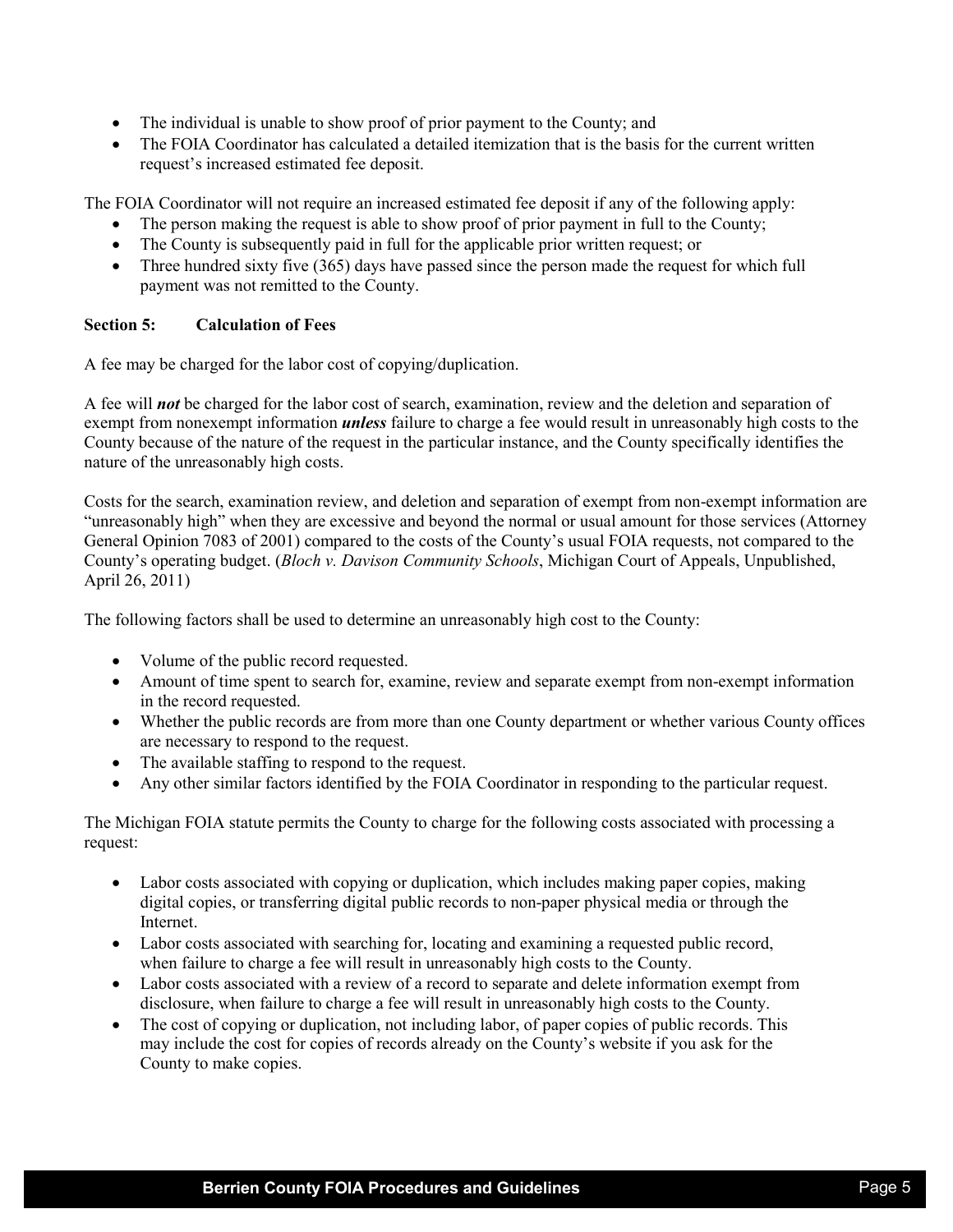- The individual is unable to show proof of prior payment to the County; and
- The FOIA Coordinator has calculated a detailed itemization that is the basis for the current written request's increased estimated fee deposit.

The FOIA Coordinator will not require an increased estimated fee deposit if any of the following apply:

- The person making the request is able to show proof of prior payment in full to the County;
- The County is subsequently paid in full for the applicable prior written request; or
- Three hundred sixty five (365) days have passed since the person made the request for which full payment was not remitted to the County.

**Section 5: Calculation of Fees**

A fee may be charged for the labor cost of copying/duplication.

A fee will ***not*** be charged for the labor cost of search, examination, review and the deletion and separation of exempt from nonexempt information ***unless*** failure to charge a fee would result in unreasonably high costs to the County because of the nature of the request in the particular instance, and the County specifically identifies the nature of the unreasonably high costs.

Costs for the search, examination review, and deletion and separation of exempt from non-exempt information are "unreasonably high" when they are excessive and beyond the normal or usual amount for those services (Attorney General Opinion 7083 of 2001) compared to the costs of the County's usual FOIA requests, not compared to the County's operating budget. (*Bloch v. Davison Community Schools*, Michigan Court of Appeals, Unpublished, April 26, 2011)

The following factors shall be used to determine an unreasonably high cost to the County:

- Volume of the public record requested.
- Amount of time spent to search for, examine, review and separate exempt from non-exempt information in the record requested.
- Whether the public records are from more than one County department or whether various County offices are necessary to respond to the request.
- The available staffing to respond to the request.
- Any other similar factors identified by the FOIA Coordinator in responding to the particular request.

The Michigan FOIA statute permits the County to charge for the following costs associated with processing a request:

- Labor costs associated with copying or duplication, which includes making paper copies, making digital copies, or transferring digital public records to non-paper physical media or through the Internet.
- Labor costs associated with searching for, locating and examining a requested public record, when failure to charge a fee will result in unreasonably high costs to the County.
- Labor costs associated with a review of a record to separate and delete information exempt from disclosure, when failure to charge a fee will result in unreasonably high costs to the County.
- The cost of copying or duplication, not including labor, of paper copies of public records. This may include the cost for copies of records already on the County's website if you ask for the County to make copies.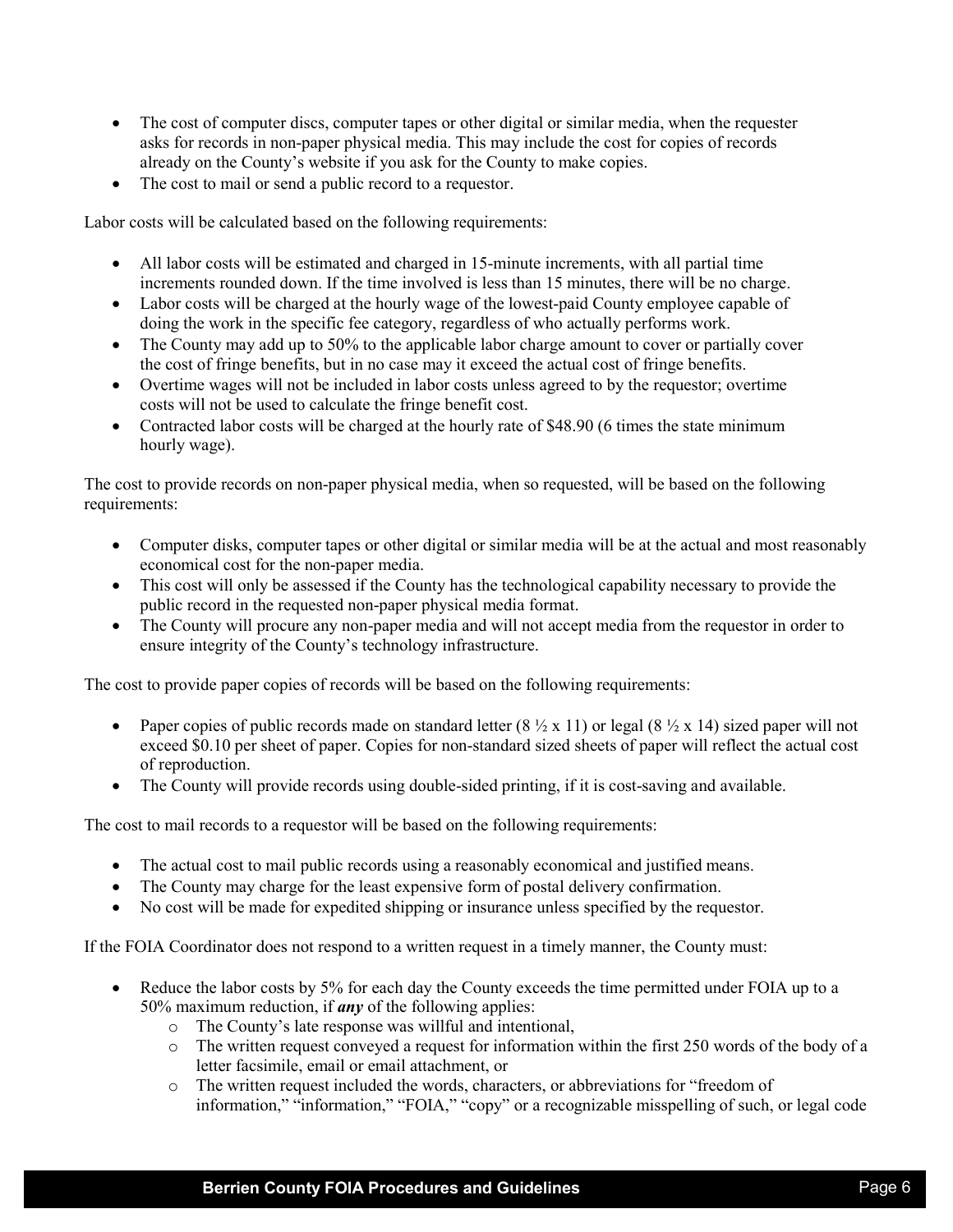- The cost of computer discs, computer tapes or other digital or similar media, when the requester asks for records in non-paper physical media. This may include the cost for copies of records already on the County's website if you ask for the County to make copies.
- The cost to mail or send a public record to a requestor.

Labor costs will be calculated based on the following requirements:

- All labor costs will be estimated and charged in 15-minute increments, with all partial time increments rounded down. If the time involved is less than 15 minutes, there will be no charge.
- Labor costs will be charged at the hourly wage of the lowest-paid County employee capable of doing the work in the specific fee category, regardless of who actually performs work.
- The County may add up to 50% to the applicable labor charge amount to cover or partially cover the cost of fringe benefits, but in no case may it exceed the actual cost of fringe benefits.
- Overtime wages will not be included in labor costs unless agreed to by the requestor; overtime costs will not be used to calculate the fringe benefit cost.
- Contracted labor costs will be charged at the hourly rate of $48.90 (6 times the state minimum hourly wage).

The cost to provide records on non-paper physical media, when so requested, will be based on the following requirements:

- Computer disks, computer tapes or other digital or similar media will be at the actual and most reasonably economical cost for the non-paper media.
- This cost will only be assessed if the County has the technological capability necessary to provide the public record in the requested non-paper physical media format.
- The County will procure any non-paper media and will not accept media from the requestor in order to ensure integrity of the County's technology infrastructure.

The cost to provide paper copies of records will be based on the following requirements:

- Paper copies of public records made on standard letter (8 ½ x 11) or legal (8 ½ x 14) sized paper will not exceed $0.10 per sheet of paper. Copies for non-standard sized sheets of paper will reflect the actual cost of reproduction.
- The County will provide records using double-sided printing, if it is cost-saving and available.

The cost to mail records to a requestor will be based on the following requirements:

- The actual cost to mail public records using a reasonably economical and justified means.
- The County may charge for the least expensive form of postal delivery confirmation.
- No cost will be made for expedited shipping or insurance unless specified by the requestor.

If the FOIA Coordinator does not respond to a written request in a timely manner, the County must:

- Reduce the labor costs by 5% for each day the County exceeds the time permitted under FOIA up to a 50% maximum reduction, if ***any*** of the following applies:
  - The County's late response was willful and intentional,
  - The written request conveyed a request for information within the first 250 words of the body of a letter facsimile, email or email attachment, or
  - The written request included the words, characters, or abbreviations for "freedom of information," "information," "FOIA," "copy" or a recognizable misspelling of such, or legal code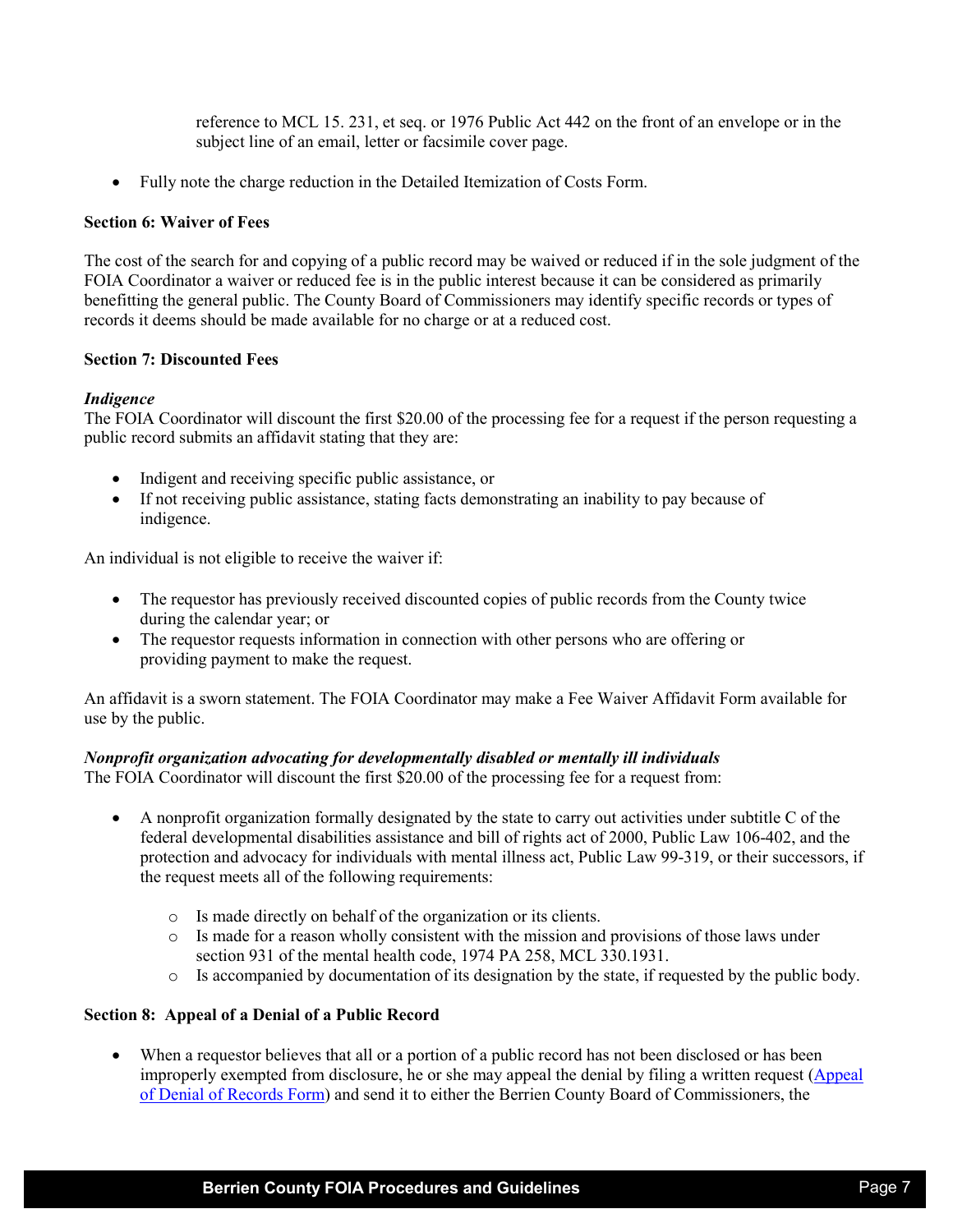reference to MCL 15. 231, et seq. or 1976 Public Act 442 on the front of an envelope or in the subject line of an email, letter or facsimile cover page.

- Fully note the charge reduction in the Detailed Itemization of Costs Form.

**Section 6: Waiver of Fees**

The cost of the search for and copying of a public record may be waived or reduced if in the sole judgment of the FOIA Coordinator a waiver or reduced fee is in the public interest because it can be considered as primarily benefitting the general public. The County Board of Commissioners may identify specific records or types of records it deems should be made available for no charge or at a reduced cost.

**Section 7: Discounted Fees**

***Indigence***

The FOIA Coordinator will discount the first $20.00 of the processing fee for a request if the person requesting a public record submits an affidavit stating that they are:

- Indigent and receiving specific public assistance, or
- If not receiving public assistance, stating facts demonstrating an inability to pay because of indigence.

An individual is not eligible to receive the waiver if:

- The requestor has previously received discounted copies of public records from the County twice during the calendar year; or
- The requestor requests information in connection with other persons who are offering or providing payment to make the request.

An affidavit is a sworn statement. The FOIA Coordinator may make a Fee Waiver Affidavit Form available for use by the public.

***Nonprofit organization advocating for developmentally disabled or mentally ill individuals***

The FOIA Coordinator will discount the first $20.00 of the processing fee for a request from:

- A nonprofit organization formally designated by the state to carry out activities under subtitle C of the federal developmental disabilities assistance and bill of rights act of 2000, Public Law 106-402, and the protection and advocacy for individuals with mental illness act, Public Law 99-319, or their successors, if the request meets all of the following requirements:
  - Is made directly on behalf of the organization or its clients.
  - Is made for a reason wholly consistent with the mission and provisions of those laws under section 931 of the mental health code, 1974 PA 258, MCL 330.1931.
  - Is accompanied by documentation of its designation by the state, if requested by the public body.

**Section 8: Appeal of a Denial of a Public Record**

- When a requestor believes that all or a portion of a public record has not been disclosed or has been improperly exempted from disclosure, he or she may appeal the denial by filing a written request (Appeal of Denial of Records Form) and send it to either the Berrien County Board of Commissioners, the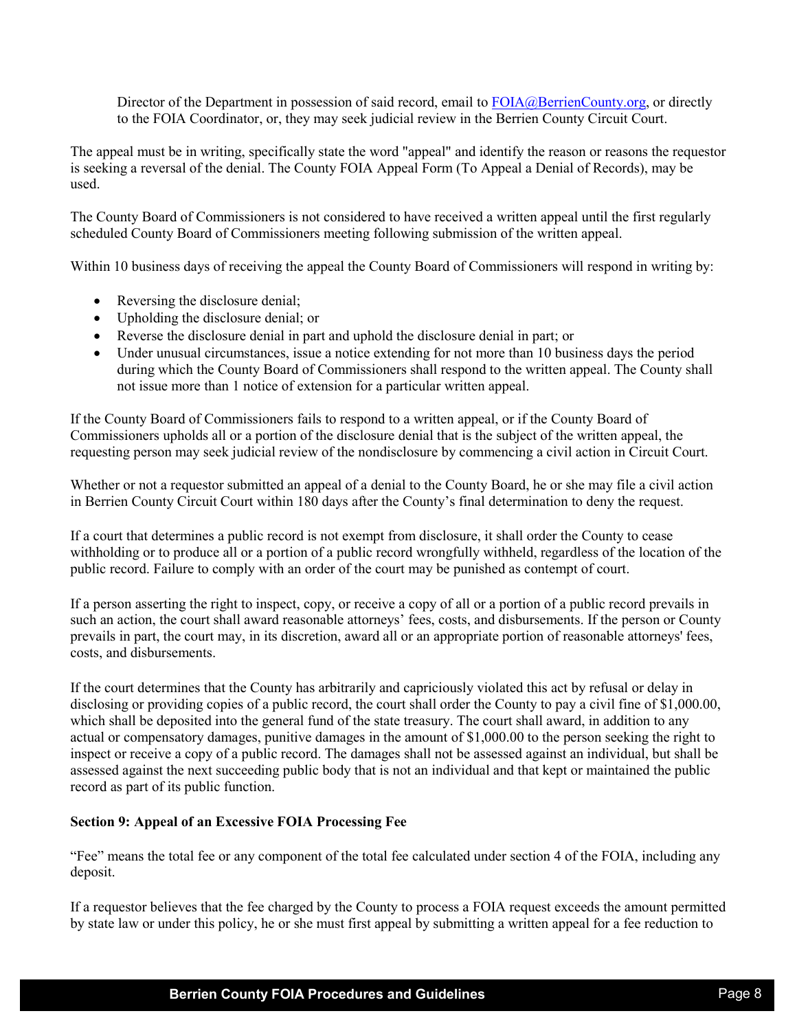Director of the Department in possession of said record, email to FOIA@BerrienCounty.org, or directly to the FOIA Coordinator, or, they may seek judicial review in the Berrien County Circuit Court.

The appeal must be in writing, specifically state the word "appeal" and identify the reason or reasons the requestor is seeking a reversal of the denial. The County FOIA Appeal Form (To Appeal a Denial of Records), may be used.

The County Board of Commissioners is not considered to have received a written appeal until the first regularly scheduled County Board of Commissioners meeting following submission of the written appeal.

Within 10 business days of receiving the appeal the County Board of Commissioners will respond in writing by:

- Reversing the disclosure denial;
- Upholding the disclosure denial; or
- Reverse the disclosure denial in part and uphold the disclosure denial in part; or
- Under unusual circumstances, issue a notice extending for not more than 10 business days the period during which the County Board of Commissioners shall respond to the written appeal. The County shall not issue more than 1 notice of extension for a particular written appeal.

If the County Board of Commissioners fails to respond to a written appeal, or if the County Board of Commissioners upholds all or a portion of the disclosure denial that is the subject of the written appeal, the requesting person may seek judicial review of the nondisclosure by commencing a civil action in Circuit Court.

Whether or not a requestor submitted an appeal of a denial to the County Board, he or she may file a civil action in Berrien County Circuit Court within 180 days after the County's final determination to deny the request.

If a court that determines a public record is not exempt from disclosure, it shall order the County to cease withholding or to produce all or a portion of a public record wrongfully withheld, regardless of the location of the public record. Failure to comply with an order of the court may be punished as contempt of court.

If a person asserting the right to inspect, copy, or receive a copy of all or a portion of a public record prevails in such an action, the court shall award reasonable attorneys' fees, costs, and disbursements. If the person or County prevails in part, the court may, in its discretion, award all or an appropriate portion of reasonable attorneys' fees, costs, and disbursements.

If the court determines that the County has arbitrarily and capriciously violated this act by refusal or delay in disclosing or providing copies of a public record, the court shall order the County to pay a civil fine of $1,000.00, which shall be deposited into the general fund of the state treasury. The court shall award, in addition to any actual or compensatory damages, punitive damages in the amount of $1,000.00 to the person seeking the right to inspect or receive a copy of a public record. The damages shall not be assessed against an individual, but shall be assessed against the next succeeding public body that is not an individual and that kept or maintained the public record as part of its public function.

**Section 9: Appeal of an Excessive FOIA Processing Fee**

"Fee" means the total fee or any component of the total fee calculated under section 4 of the FOIA, including any deposit.

If a requestor believes that the fee charged by the County to process a FOIA request exceeds the amount permitted by state law or under this policy, he or she must first appeal by submitting a written appeal for a fee reduction to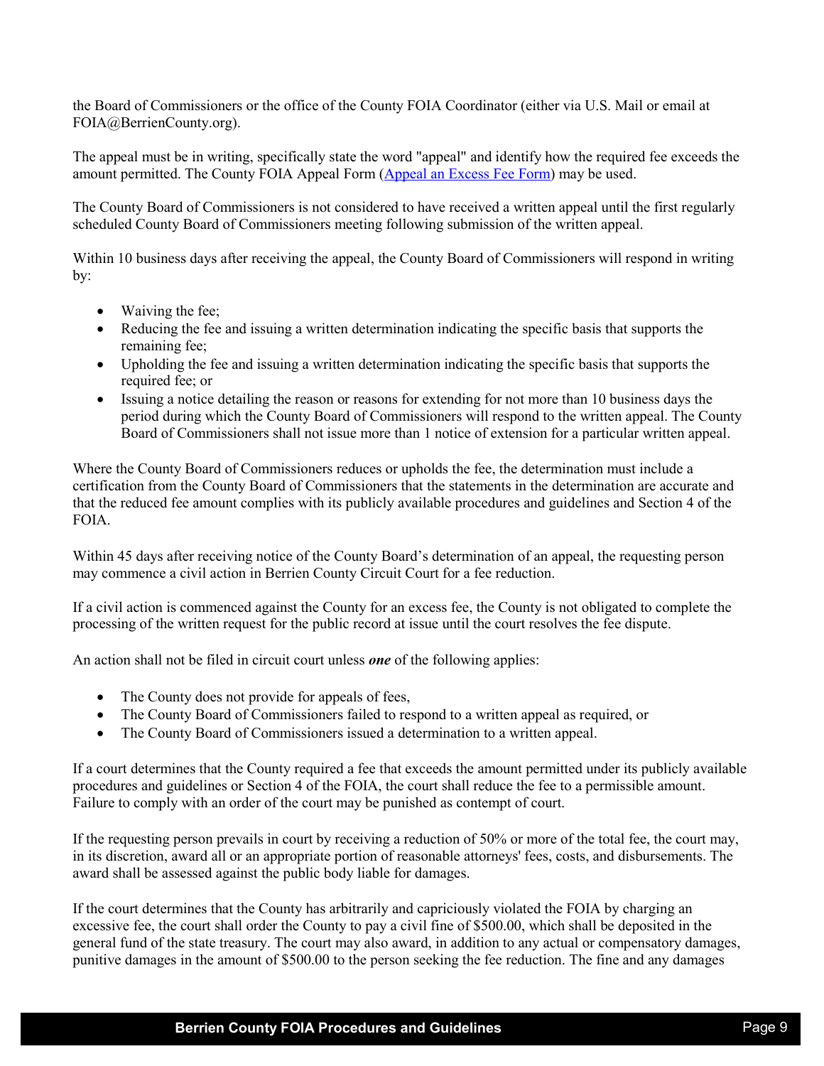the Board of Commissioners or the office of the County FOIA Coordinator (either via U.S. Mail or email at FOIA@BerrienCounty.org).

The appeal must be in writing, specifically state the word "appeal" and identify how the required fee exceeds the amount permitted. The County FOIA Appeal Form ([Appeal an Excess Fee Form]) may be used.

The County Board of Commissioners is not considered to have received a written appeal until the first regularly scheduled County Board of Commissioners meeting following submission of the written appeal.

Within 10 business days after receiving the appeal, the County Board of Commissioners will respond in writing by:

- Waiving the fee;
- Reducing the fee and issuing a written determination indicating the specific basis that supports the remaining fee;
- Upholding the fee and issuing a written determination indicating the specific basis that supports the required fee; or
- Issuing a notice detailing the reason or reasons for extending for not more than 10 business days the period during which the County Board of Commissioners will respond to the written appeal. The County Board of Commissioners shall not issue more than 1 notice of extension for a particular written appeal.

Where the County Board of Commissioners reduces or upholds the fee, the determination must include a certification from the County Board of Commissioners that the statements in the determination are accurate and that the reduced fee amount complies with its publicly available procedures and guidelines and Section 4 of the FOIA.

Within 45 days after receiving notice of the County Board's determination of an appeal, the requesting person may commence a civil action in Berrien County Circuit Court for a fee reduction.

If a civil action is commenced against the County for an excess fee, the County is not obligated to complete the processing of the written request for the public record at issue until the court resolves the fee dispute.

An action shall not be filed in circuit court unless ***one*** of the following applies:

- The County does not provide for appeals of fees,
- The County Board of Commissioners failed to respond to a written appeal as required, or
- The County Board of Commissioners issued a determination to a written appeal.

If a court determines that the County required a fee that exceeds the amount permitted under its publicly available procedures and guidelines or Section 4 of the FOIA, the court shall reduce the fee to a permissible amount. Failure to comply with an order of the court may be punished as contempt of court.

If the requesting person prevails in court by receiving a reduction of 50% or more of the total fee, the court may, in its discretion, award all or an appropriate portion of reasonable attorneys' fees, costs, and disbursements. The award shall be assessed against the public body liable for damages.

If the court determines that the County has arbitrarily and capriciously violated the FOIA by charging an excessive fee, the court shall order the County to pay a civil fine of $500.00, which shall be deposited in the general fund of the state treasury. The court may also award, in addition to any actual or compensatory damages, punitive damages in the amount of $500.00 to the person seeking the fee reduction. The fine and any damages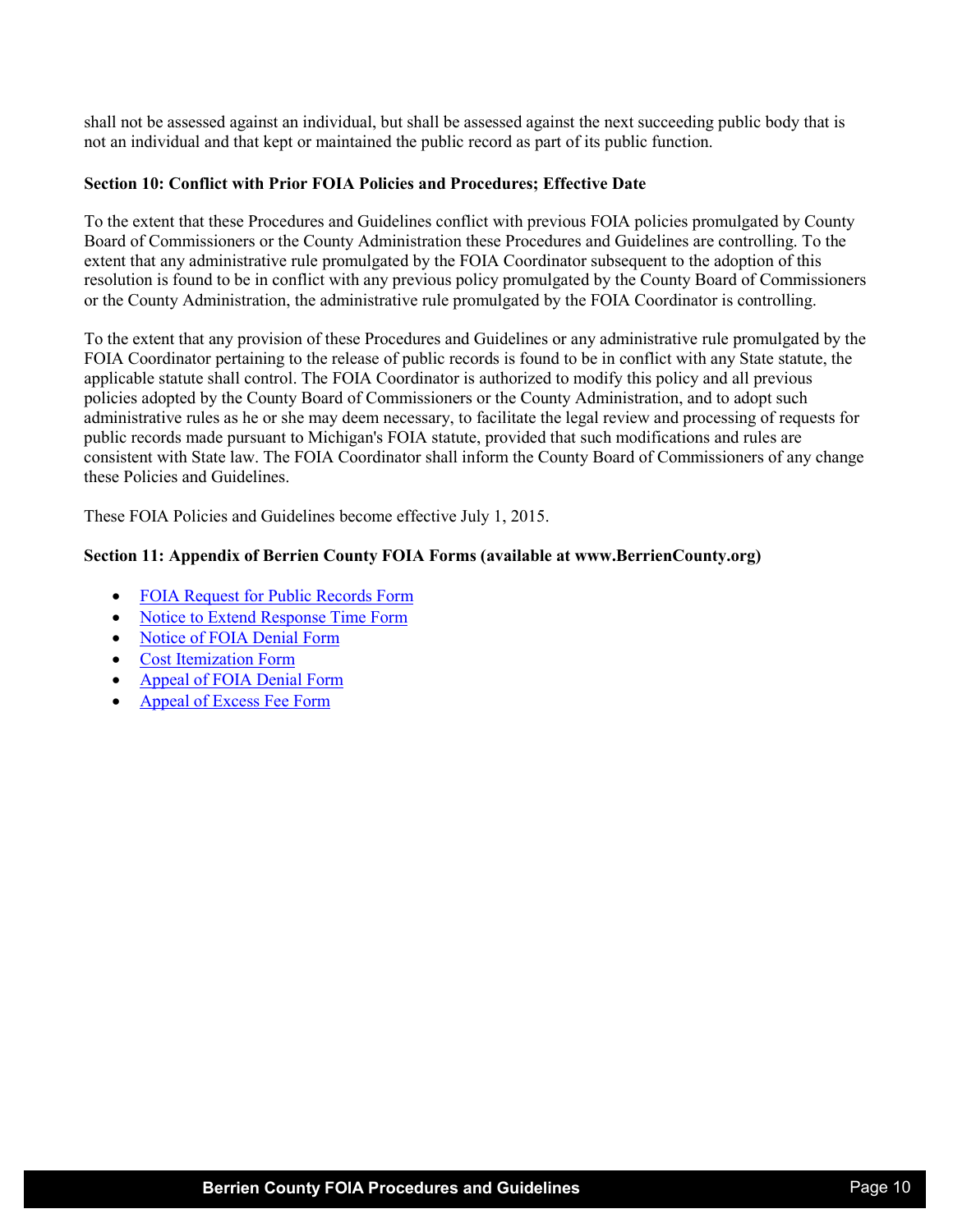shall not be assessed against an individual, but shall be assessed against the next succeeding public body that is not an individual and that kept or maintained the public record as part of its public function.

### Section 10: Conflict with Prior FOIA Policies and Procedures; Effective Date

To the extent that these Procedures and Guidelines conflict with previous FOIA policies promulgated by County Board of Commissioners or the County Administration these Procedures and Guidelines are controlling. To the extent that any administrative rule promulgated by the FOIA Coordinator subsequent to the adoption of this resolution is found to be in conflict with any previous policy promulgated by the County Board of Commissioners or the County Administration, the administrative rule promulgated by the FOIA Coordinator is controlling.

To the extent that any provision of these Procedures and Guidelines or any administrative rule promulgated by the FOIA Coordinator pertaining to the release of public records is found to be in conflict with any State statute, the applicable statute shall control. The FOIA Coordinator is authorized to modify this policy and all previous policies adopted by the County Board of Commissioners or the County Administration, and to adopt such administrative rules as he or she may deem necessary, to facilitate the legal review and processing of requests for public records made pursuant to Michigan's FOIA statute, provided that such modifications and rules are consistent with State law. The FOIA Coordinator shall inform the County Board of Commissioners of any change these Policies and Guidelines.

These FOIA Policies and Guidelines become effective July 1, 2015.

### Section 11: Appendix of Berrien County FOIA Forms (available at www.BerrienCounty.org)

- FOIA Request for Public Records Form
- Notice to Extend Response Time Form
- Notice of FOIA Denial Form
- Cost Itemization Form
- Appeal of FOIA Denial Form
- Appeal of Excess Fee Form